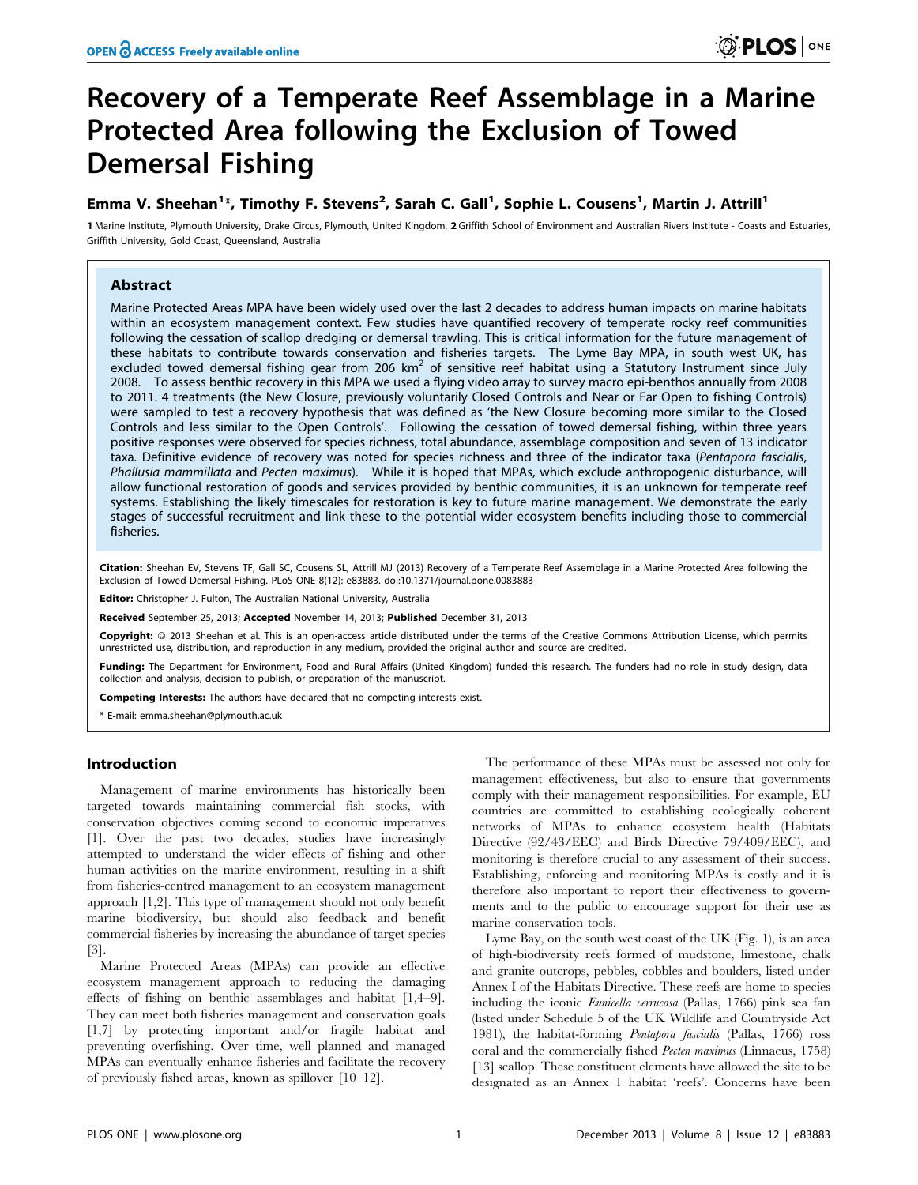# Recovery of a Temperate Reef Assemblage in a Marine Protected Area following the Exclusion of Towed Demersal Fishing

**Emma V. Sheehan[1]*, Timothy F. Stevens[2], Sarah C. Gall[1], Sophie L. Cousens[1], Martin J. Attrill[1]**

**1** Marine Institute, Plymouth University, Drake Circus, Plymouth, United Kingdom, **2** Griffith School of Environment and Australian Rivers Institute - Coasts and Estuaries, Griffith University, Gold Coast, Queensland, Australia

## Abstract

Marine Protected Areas MPA have been widely used over the last 2 decades to address human impacts on marine habitats within an ecosystem management context. Few studies have quantified recovery of temperate rocky reef communities following the cessation of scallop dredging or demersal trawling. This is critical information for the future management of these habitats to contribute towards conservation and fisheries targets. The Lyme Bay MPA, in south west UK, has excluded towed demersal fishing gear from 206 $km^2$ of sensitive reef habitat using a Statutory Instrument since July 2008. To assess benthic recovery in this MPA we used a flying video array to survey macro epi-benthos annually from 2008 to 2011. 4 treatments (the New Closure, previously voluntarily Closed Controls and Near or Far Open to fishing Controls) were sampled to test a recovery hypothesis that was defined as 'the New Closure becoming more similar to the Closed Controls and less similar to the Open Controls'. Following the cessation of towed demersal fishing, within three years positive responses were observed for species richness, total abundance, assemblage composition and seven of 13 indicator taxa. Definitive evidence of recovery was noted for species richness and three of the indicator taxa (*Pentapora fascialis*, *Phallusia mammillata* and *Pecten maximus*). While it is hoped that MPAs, which exclude anthropogenic disturbance, will allow functional restoration of goods and services provided by benthic communities, it is an unknown for temperate reef systems. Establishing the likely timescales for restoration is key to future marine management. We demonstrate the early stages of successful recruitment and link these to the potential wider ecosystem benefits including those to commercial fisheries.

**Citation:** Sheehan EV, Stevens TF, Gall SC, Cousens SL, Attrill MJ (2013) Recovery of a Temperate Reef Assemblage in a Marine Protected Area following the Exclusion of Towed Demersal Fishing. PLoS ONE 8(12): e83883. doi:10.1371/journal.pone.0083883

**Editor:** Christopher J. Fulton, The Australian National University, Australia

**Received** September 25, 2013; **Accepted** November 14, 2013; **Published** December 31, 2013

**Copyright:** © 2013 Sheehan et al. This is an open-access article distributed under the terms of the Creative Commons Attribution License, which permits unrestricted use, distribution, and reproduction in any medium, provided the original author and source are credited.

**Funding:** The Department for Environment, Food and Rural Affairs (United Kingdom) funded this research. The funders had no role in study design, data collection and analysis, decision to publish, or preparation of the manuscript.

**Competing Interests:** The authors have declared that no competing interests exist.

* E-mail: emma.sheehan@plymouth.ac.uk

## Introduction

Management of marine environments has historically been targeted towards maintaining commercial fish stocks, with conservation objectives coming second to economic imperatives [1]. Over the past two decades, studies have increasingly attempted to understand the wider effects of fishing and other human activities on the marine environment, resulting in a shift from fisheries-centred management to an ecosystem management approach [1,2]. This type of management should not only benefit marine biodiversity, but should also feedback and benefit commercial fisheries by increasing the abundance of target species [3].

Marine Protected Areas (MPAs) can provide an effective ecosystem management approach to reducing the damaging effects of fishing on benthic assemblages and habitat [1,4–9]. They can meet both fisheries management and conservation goals [1,7] by protecting important and/or fragile habitat and preventing overfishing. Over time, well planned and managed MPAs can eventually enhance fisheries and facilitate the recovery of previously fished areas, known as spillover [10–12].

The performance of these MPAs must be assessed not only for management effectiveness, but also to ensure that governments comply with their management responsibilities. For example, EU countries are committed to establishing ecologically coherent networks of MPAs to enhance ecosystem health (Habitats Directive (92/43/EEC) and Birds Directive 79/409/EEC), and monitoring is therefore crucial to any assessment of their success. Establishing, enforcing and monitoring MPAs is costly and it is therefore also important to report their effectiveness to governments and to the public to encourage support for their use as marine conservation tools.

Lyme Bay, on the south west coast of the UK (Fig. 1), is an area of high-biodiversity reefs formed of mudstone, limestone, chalk and granite outcrops, pebbles, cobbles and boulders, listed under Annex I of the Habitats Directive. These reefs are home to species including the iconic *Eunicella verrucosa* (Pallas, 1766) pink sea fan (listed under Schedule 5 of the UK Wildlife and Countryside Act 1981), the habitat-forming *Pentapora fascialis* (Pallas, 1766) ross coral and the commercially fished *Pecten maximus* (Linnaeus, 1758) [13] scallop. These constituent elements have allowed the site to be designated as an Annex 1 habitat 'reefs'. Concerns have been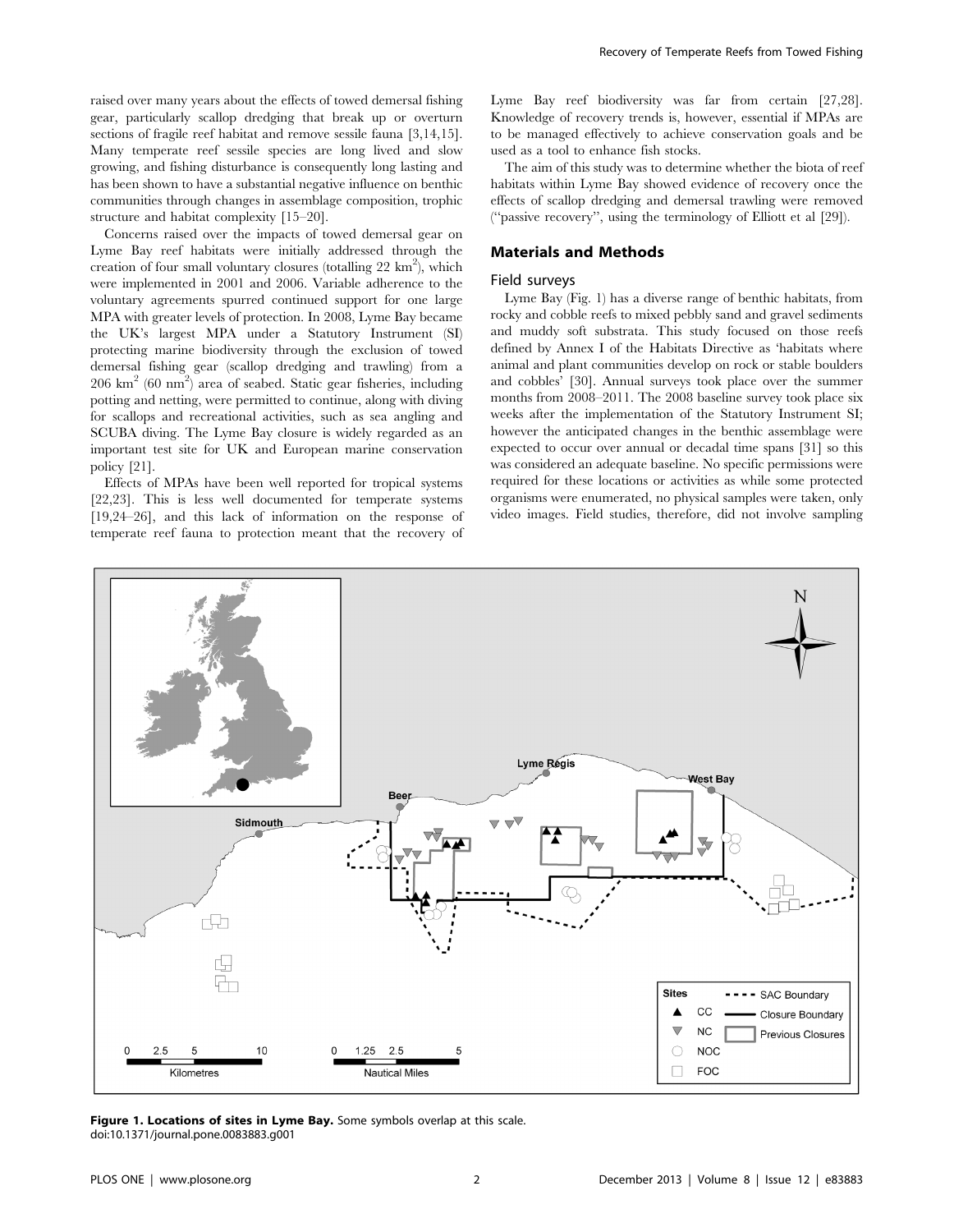raised over many years about the effects of towed demersal fishing gear, particularly scallop dredging that break up or overturn sections of fragile reef habitat and remove sessile fauna [3,14,15]. Many temperate reef sessile species are long lived and slow growing, and fishing disturbance is consequently long lasting and has been shown to have a substantial negative influence on benthic communities through changes in assemblage composition, trophic structure and habitat complexity [15–20].

Concerns raised over the impacts of towed demersal gear on Lyme Bay reef habitats were initially addressed through the creation of four small voluntary closures (totalling 22 km$^2$), which were implemented in 2001 and 2006. Variable adherence to the voluntary agreements spurred continued support for one large MPA with greater levels of protection. In 2008, Lyme Bay became the UK's largest MPA under a Statutory Instrument (SI) protecting marine biodiversity through the exclusion of towed demersal fishing gear (scallop dredging and trawling) from a 206 km$^2$ (60 nm$^2$) area of seabed. Static gear fisheries, including potting and netting, were permitted to continue, along with diving for scallops and recreational activities, such as sea angling and SCUBA diving. The Lyme Bay closure is widely regarded as an important test site for UK and European marine conservation policy [21].

Effects of MPAs have been well reported for tropical systems [22,23]. This is less well documented for temperate systems [19,24–26], and this lack of information on the response of temperate reef fauna to protection meant that the recovery of Lyme Bay reef biodiversity was far from certain [27,28]. Knowledge of recovery trends is, however, essential if MPAs are to be managed effectively to achieve conservation goals and be used as a tool to enhance fish stocks.

The aim of this study was to determine whether the biota of reef habitats within Lyme Bay showed evidence of recovery once the effects of scallop dredging and demersal trawling were removed ("passive recovery", using the terminology of Elliott et al [29]).

## Materials and Methods

### Field surveys

Lyme Bay (Fig. 1) has a diverse range of benthic habitats, from rocky and cobble reefs to mixed pebbly sand and gravel sediments and muddy soft substrata. This study focused on those reefs defined by Annex I of the Habitats Directive as 'habitats where animal and plant communities develop on rock or stable boulders and cobbles' [30]. Annual surveys took place over the summer months from 2008–2011. The 2008 baseline survey took place six weeks after the implementation of the Statutory Instrument SI; however the anticipated changes in the benthic assemblage were expected to occur over annual or decadal time spans [31] so this was considered an adequate baseline. No specific permissions were required for these locations or activities as while some protected organisms were enumerated, no physical samples were taken, only video images. Field studies, therefore, did not involve sampling

**Figure 1. Locations of sites in Lyme Bay.** Some symbols overlap at this scale.
doi:10.1371/journal.pone.0083883.g001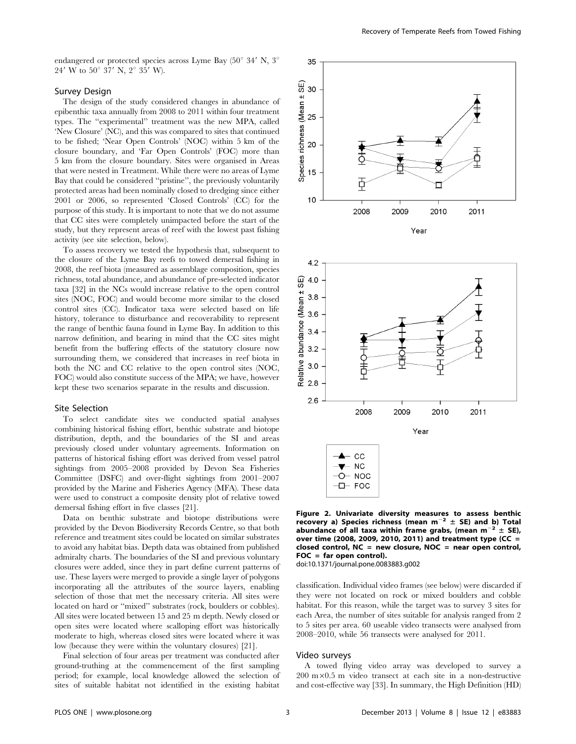endangered or protected species across Lyme Bay (50° 34′ N, 3° 24′ W to 50° 37′ N, 2° 35′ W).

### Survey Design

The design of the study considered changes in abundance of epibenthic taxa annually from 2008 to 2011 within four treatment types. The "experimental" treatment was the new MPA, called 'New Closure' (NC), and this was compared to sites that continued to be fished; 'Near Open Controls' (NOC) within 5 km of the closure boundary, and 'Far Open Controls' (FOC) more than 5 km from the closure boundary. Sites were organised in Areas that were nested in Treatment. While there were no areas of Lyme Bay that could be considered "pristine", the previously voluntarily protected areas had been nominally closed to dredging since either 2001 or 2006, so represented 'Closed Controls' (CC) for the purpose of this study. It is important to note that we do not assume that CC sites were completely unimpacted before the start of the study, but they represent areas of reef with the lowest past fishing activity (see site selection, below).

To assess recovery we tested the hypothesis that, subsequent to the closure of the Lyme Bay reefs to towed demersal fishing in 2008, the reef biota (measured as assemblage composition, species richness, total abundance, and abundance of pre-selected indicator taxa [32] in the NCs would increase relative to the open control sites (NOC, FOC) and would become more similar to the closed control sites (CC). Indicator taxa were selected based on life history, tolerance to disturbance and recoverability to represent the range of benthic fauna found in Lyme Bay. In addition to this narrow definition, and bearing in mind that the CC sites might benefit from the buffering effects of the statutory closure now surrounding them, we considered that increases in reef biota in both the NC and CC relative to the open control sites (NOC, FOC) would also constitute success of the MPA; we have, however kept these two scenarios separate in the results and discussion.

### Site Selection

To select candidate sites we conducted spatial analyses combining historical fishing effort, benthic substrate and biotope distribution, depth, and the boundaries of the SI and areas previously closed under voluntary agreements. Information on patterns of historical fishing effort was derived from vessel patrol sightings from 2005–2008 provided by Devon Sea Fisheries Committee (DSFC) and over-flight sightings from 2001–2007 provided by the Marine and Fisheries Agency (MFA). These data were used to construct a composite density plot of relative towed demersal fishing effort in five classes [21].

Data on benthic substrate and biotope distributions were provided by the Devon Biodiversity Records Centre, so that both reference and treatment sites could be located on similar substrates to avoid any habitat bias. Depth data was obtained from published admiralty charts. The boundaries of the SI and previous voluntary closures were added, since they in part define current patterns of use. These layers were merged to provide a single layer of polygons incorporating all the attributes of the source layers, enabling selection of those that met the necessary criteria. All sites were located on hard or "mixed" substrates (rock, boulders or cobbles). All sites were located between 15 and 25 m depth. Newly closed or open sites were located where scalloping effort was historically moderate to high, whereas closed sites were located where it was low (because they were within the voluntary closures) [21].

Final selection of four areas per treatment was conducted after ground-truthing at the commencement of the first sampling period; for example, local knowledge allowed the selection of sites of suitable habitat not identified in the existing habitat classification. Individual video frames (see below) were discarded if they were not located on rock or mixed boulders and cobble habitat. For this reason, while the target was to survey 3 sites for each Area, the number of sites suitable for analysis ranged from 2 to 5 sites per area. 60 useable video transects were analysed from 2008–2010, while 56 transects were analysed for 2011.

**Figure 2. Univariate diversity measures to assess benthic recovery a) Species richness (mean $m^{-2}$ ± SE) and b) Total abundance of all taxa within frame grabs, (mean $m^{-2}$ ± SE), over time (2008, 2009, 2010, 2011) and treatment type (CC = closed control, NC = new closure, NOC = near open control, FOC = far open control).**
doi:10.1371/journal.pone.0083883.g002

### Video surveys

A towed flying video array was developed to survey a 200 m×0.5 m video transect at each site in a non-destructive and cost-effective way [33]. In summary, the High Definition (HD)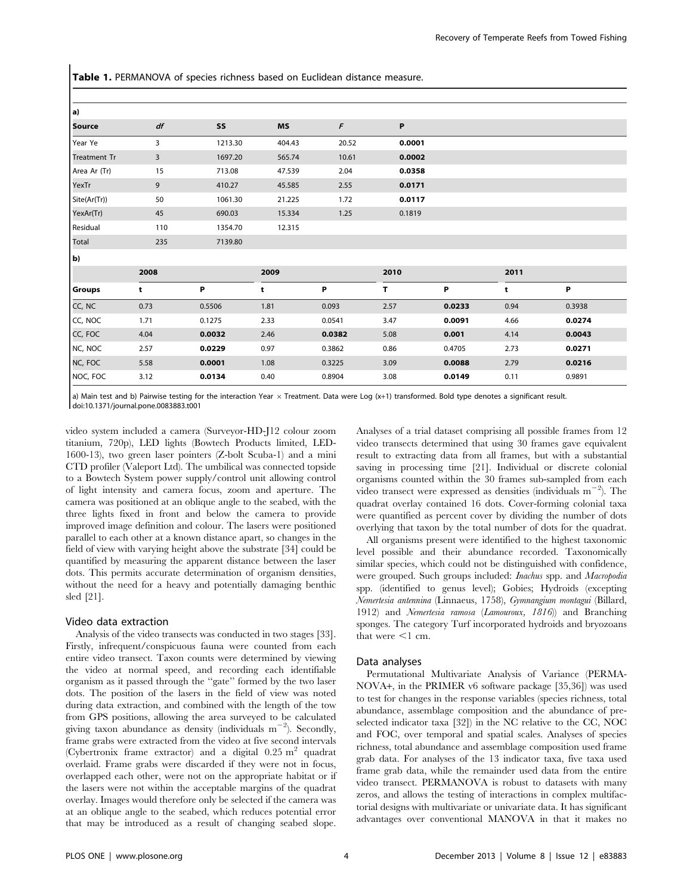**Table 1.** PERMANOVA of species richness based on Euclidean distance measure.

**a)**

| Source | df | SS | MS | *F* | P |
|---|---|---|---|---|---|
| Year Ye | 3 | 1213.30 | 404.43 | 20.52 | **0.0001** |
| Treatment Tr | 3 | 1697.20 | 565.74 | 10.61 | **0.0002** |
| Area Ar (Tr) | 15 | 713.08 | 47.539 | 2.04 | **0.0358** |
| YexTr | 9 | 410.27 | 45.585 | 2.55 | **0.0171** |
| Site(Ar(Tr)) | 50 | 1061.30 | 21.225 | 1.72 | **0.0117** |
| YexAr(Tr) | 45 | 690.03 | 15.334 | 1.25 | 0.1819 |
| Residual | 110 | 1354.70 | 12.315 | | |
| Total | 235 | 7139.80 | | | |

**b)**

| | 2008 | | 2009 | | 2010 | | 2011 | |
|---|---|---|---|---|---|---|---|---|
| **Groups** | **t** | **P** | **t** | **P** | **T** | **P** | **t** | **P** |
| CC, NC | 0.73 | 0.5506 | 1.81 | 0.093 | 2.57 | **0.0233** | 0.94 | 0.3938 |
| CC, NOC | 1.71 | 0.1275 | 2.33 | 0.0541 | 3.47 | **0.0091** | 4.66 | **0.0274** |
| CC, FOC | 4.04 | **0.0032** | 2.46 | **0.0382** | 5.08 | **0.001** | 4.14 | **0.0043** |
| NC, NOC | 2.57 | **0.0229** | 0.97 | 0.3862 | 0.86 | 0.4705 | 2.73 | **0.0271** |
| NC, FOC | 5.58 | **0.0001** | 1.08 | 0.3225 | 3.09 | **0.0088** | 2.79 | **0.0216** |
| NOC, FOC | 3.12 | **0.0134** | 0.40 | 0.8904 | 3.08 | **0.0149** | 0.11 | 0.9891 |

a) Main test and b) Pairwise testing for the interaction Year × Treatment. Data were Log (x+1) transformed. Bold type denotes a significant result.
doi:10.1371/journal.pone.0083883.t001

video system included a camera (Surveyor-HD-J12 colour zoom titanium, 720p), LED lights (Bowtech Products limited, LED-1600-13), two green laser pointers (Z-bolt Scuba-1) and a mini CTD profiler (Valeport Ltd). The umbilical was connected topside to a Bowtech System power supply/control unit allowing control of light intensity and camera focus, zoom and aperture. The camera was positioned at an oblique angle to the seabed, with the three lights fixed in front and below the camera to provide improved image definition and colour. The lasers were positioned parallel to each other at a known distance apart, so changes in the field of view with varying height above the substrate [34] could be quantified by measuring the apparent distance between the laser dots. This permits accurate determination of organism densities, without the need for a heavy and potentially damaging benthic sled [21].

### Video data extraction

Analysis of the video transects was conducted in two stages [33]. Firstly, infrequent/conspicuous fauna were counted from each entire video transect. Taxon counts were determined by viewing the video at normal speed, and recording each identifiable organism as it passed through the "gate" formed by the two laser dots. The position of the lasers in the field of view was noted during data extraction, and combined with the length of the tow from GPS positions, allowing the area surveyed to be calculated giving taxon abundance as density (individuals $m^{-2}$). Secondly, frame grabs were extracted from the video at five second intervals (Cybertronix frame extractor) and a digital 0.25 $m^2$ quadrat overlaid. Frame grabs were discarded if they were not in focus, overlapped each other, were not on the appropriate habitat or if the lasers were not within the acceptable margins of the quadrat overlay. Images would therefore only be selected if the camera was at an oblique angle to the seabed, which reduces potential error that may be introduced as a result of changing seabed slope. Analyses of a trial dataset comprising all possible frames from 12 video transects determined that using 30 frames gave equivalent result to extracting data from all frames, but with a substantial saving in processing time [21]. Individual or discrete colonial organisms counted within the 30 frames sub-sampled from each video transect were expressed as densities (individuals $m^{-2}$). The quadrat overlay contained 16 dots. Cover-forming colonial taxa were quantified as percent cover by dividing the number of dots overlying that taxon by the total number of dots for the quadrat.

All organisms present were identified to the highest taxonomic level possible and their abundance recorded. Taxonomically similar species, which could not be distinguished with confidence, were grouped. Such groups included: *Inachus* spp. and *Macropodia* spp. (identified to genus level); Gobies; Hydroids (excepting *Nemertesia antennina* (Linnaeus, 1758), *Gymnangium montagui* (Billard, 1912) and *Nemertesia ramosa* (*Lamouroux, 1816*)) and Branching sponges. The category Turf incorporated hydroids and bryozoans that were <1 cm.

### Data analyses

Permutational Multivariate Analysis of Variance (PERMANOVA+, in the PRIMER v6 software package [35,36]) was used to test for changes in the response variables (species richness, total abundance, assemblage composition and the abundance of pre-selected indicator taxa [32]) in the NC relative to the CC, NOC and FOC, over temporal and spatial scales. Analyses of species richness, total abundance and assemblage composition used frame grab data. For analyses of the 13 indicator taxa, five taxa used frame grab data, while the remainder used data from the entire video transect. PERMANOVA is robust to datasets with many zeros, and allows the testing of interactions in complex multifactorial designs with multivariate or univariate data. It has significant advantages over conventional MANOVA in that it makes no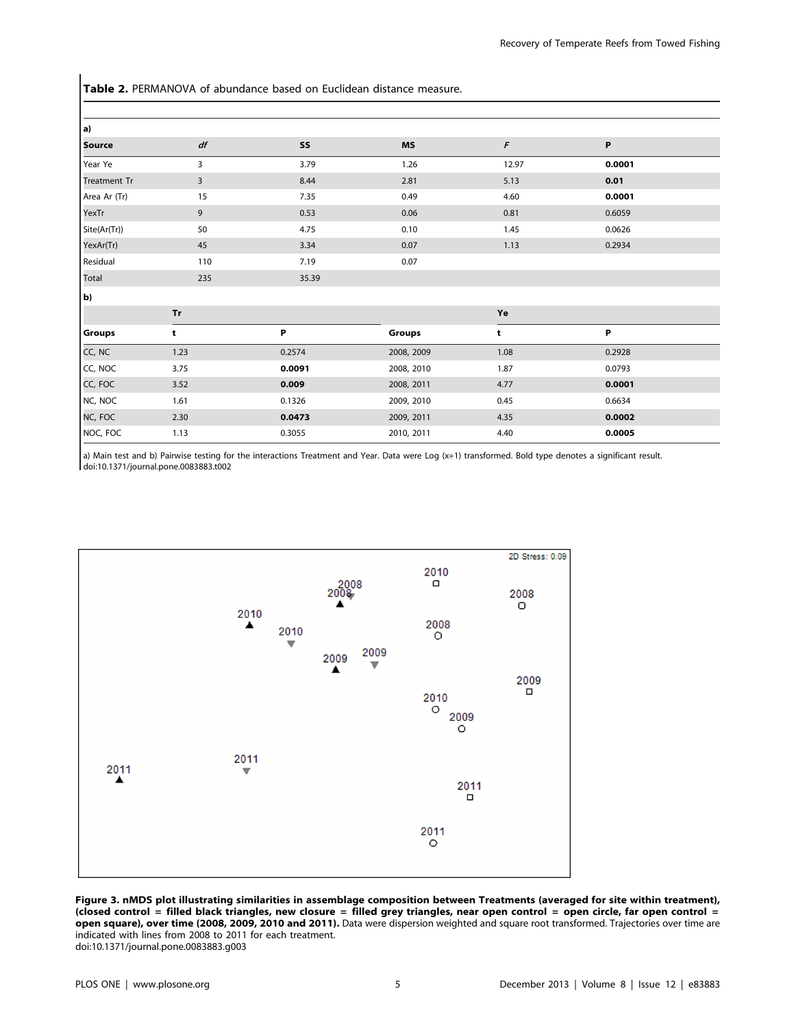**Table 2.** PERMANOVA of abundance based on Euclidean distance measure.

a)

| Source | *df* | SS | MS | *F* | P |
|---|---|---|---|---|---|
| Year Ye | 3 | 3.79 | 1.26 | 12.97 | **0.0001** |
| Treatment Tr | 3 | 8.44 | 2.81 | 5.13 | **0.01** |
| Area Ar (Tr) | 15 | 7.35 | 0.49 | 4.60 | **0.0001** |
| YexTr | 9 | 0.53 | 0.06 | 0.81 | 0.6059 |
| Site(Ar(Tr)) | 50 | 4.75 | 0.10 | 1.45 | 0.0626 |
| YexAr(Tr) | 45 | 3.34 | 0.07 | 1.13 | 0.2934 |
| Residual | 110 | 7.19 | 0.07 | | |
| Total | 235 | 35.39 | | | |

b)

| Tr | | | Ye | | |
|---|---|---|---|---|---|
| Groups | t | P | Groups | t | P |
| CC, NC | 1.23 | 0.2574 | 2008, 2009 | 1.08 | 0.2928 |
| CC, NOC | 3.75 | **0.0091** | 2008, 2010 | 1.87 | 0.0793 |
| CC, FOC | 3.52 | **0.009** | 2008, 2011 | 4.77 | **0.0001** |
| NC, NOC | 1.61 | 0.1326 | 2009, 2010 | 0.45 | 0.6634 |
| NC, FOC | 2.30 | **0.0473** | 2009, 2011 | 4.35 | **0.0002** |
| NOC, FOC | 1.13 | 0.3055 | 2010, 2011 | 4.40 | **0.0005** |

a) Main test and b) Pairwise testing for the interactions Treatment and Year. Data were Log (x+1) transformed. Bold type denotes a significant result.
doi:10.1371/journal.pone.0083883.t002

**Figure 3. nMDS plot illustrating similarities in assemblage composition between Treatments (averaged for site within treatment), (closed control = filled black triangles, new closure = filled grey triangles, near open control = open circle, far open control = open square), over time (2008, 2009, 2010 and 2011).** Data were dispersion weighted and square root transformed. Trajectories over time are indicated with lines from 2008 to 2011 for each treatment.
doi:10.1371/journal.pone.0083883.g003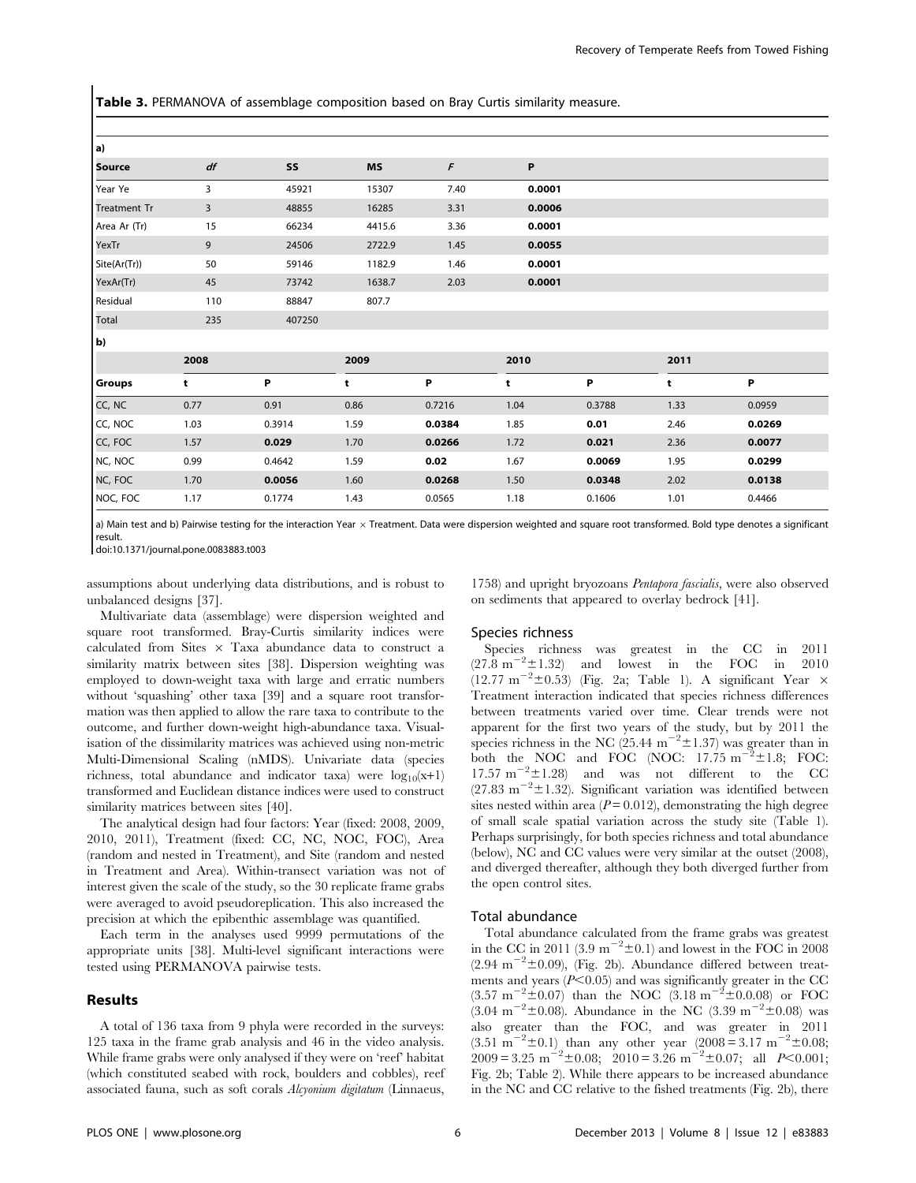**Table 3.** PERMANOVA of assemblage composition based on Bray Curtis similarity measure.

**a)**

| Source | *df* | SS | MS | *F* | P |
|---|---|---|---|---|---|
| Year Ye | 3 | 45921 | 15307 | 7.40 | **0.0001** |
| Treatment Tr | 3 | 48855 | 16285 | 3.31 | **0.0006** |
| Area Ar (Tr) | 15 | 66234 | 4415.6 | 3.36 | **0.0001** |
| YexTr | 9 | 24506 | 2722.9 | 1.45 | **0.0055** |
| Site(Ar(Tr)) | 50 | 59146 | 1182.9 | 1.46 | **0.0001** |
| YexAr(Tr) | 45 | 73742 | 1638.7 | 2.03 | **0.0001** |
| Residual | 110 | 88847 | 807.7 | | |
| Total | 235 | 407250 | | | |

**b)**

| | 2008 | | 2009 | | 2010 | | 2011 | |
|---|---|---|---|---|---|---|---|---|
| **Groups** | **t** | **P** | **t** | **P** | **t** | **P** | **t** | **P** |
| CC, NC | 0.77 | 0.91 | 0.86 | 0.7216 | 1.04 | 0.3788 | 1.33 | 0.0959 |
| CC, NOC | 1.03 | 0.3914 | 1.59 | **0.0384** | 1.85 | **0.01** | 2.46 | **0.0269** |
| CC, FOC | 1.57 | **0.029** | 1.70 | **0.0266** | 1.72 | **0.021** | 2.36 | **0.0077** |
| NC, NOC | 0.99 | 0.4642 | 1.59 | **0.02** | 1.67 | **0.0069** | 1.95 | **0.0299** |
| NC, FOC | 1.70 | **0.0056** | 1.60 | **0.0268** | 1.50 | **0.0348** | 2.02 | **0.0138** |
| NOC, FOC | 1.17 | 0.1774 | 1.43 | 0.0565 | 1.18 | 0.1606 | 1.01 | 0.4466 |

a) Main test and b) Pairwise testing for the interaction Year × Treatment. Data were dispersion weighted and square root transformed. Bold type denotes a significant result.

doi:10.1371/journal.pone.0083883.t003

assumptions about underlying data distributions, and is robust to unbalanced designs [37].

Multivariate data (assemblage) were dispersion weighted and square root transformed. Bray-Curtis similarity indices were calculated from Sites × Taxa abundance data to construct a similarity matrix between sites [38]. Dispersion weighting was employed to down-weight taxa with large and erratic numbers without 'squashing' other taxa [39] and a square root transformation was then applied to allow the rare taxa to contribute to the outcome, and further down-weight high-abundance taxa. Visualisation of the dissimilarity matrices was achieved using non-metric Multi-Dimensional Scaling (nMDS). Univariate data (species richness, total abundance and indicator taxa) were $\log_{10}(x+1)$ transformed and Euclidean distance indices were used to construct similarity matrices between sites [40].

The analytical design had four factors: Year (fixed: 2008, 2009, 2010, 2011), Treatment (fixed: CC, NC, NOC, FOC), Area (random and nested in Treatment), and Site (random and nested in Treatment and Area). Within-transect variation was not of interest given the scale of the study, so the 30 replicate frame grabs were averaged to avoid pseudoreplication. This also increased the precision at which the epibenthic assemblage was quantified.

Each term in the analyses used 9999 permutations of the appropriate units [38]. Multi-level significant interactions were tested using PERMANOVA pairwise tests.

## Results

A total of 136 taxa from 9 phyla were recorded in the surveys: 125 taxa in the frame grab analysis and 46 in the video analysis. While frame grabs were only analysed if they were on 'reef' habitat (which constituted seabed with rock, boulders and cobbles), reef associated fauna, such as soft corals *Alcyonium digitatum* (Linnaeus, 1758) and upright bryozoans *Pentapora fascialis*, were also observed on sediments that appeared to overlay bedrock [41].

### Species richness

Species richness was greatest in the CC in 2011 ($27.8\ \mathrm{m^{-2}} \pm 1.32$) and lowest in the FOC in 2010 ($12.77\ \mathrm{m^{-2}} \pm 0.53$) (Fig. 2a; Table 1). A significant Year × Treatment interaction indicated that species richness differences between treatments varied over time. Clear trends were not apparent for the first two years of the study, but by 2011 the species richness in the NC ($25.44\ \mathrm{m^{-2}} \pm 1.37$) was greater than in both the NOC and FOC (NOC: $17.75\ \mathrm{m^{-2}} \pm 1.8$; FOC: $17.57\ \mathrm{m^{-2}} \pm 1.28$) and was not different to the CC ($27.83\ \mathrm{m^{-2}} \pm 1.32$). Significant variation was identified between sites nested within area ($P = 0.012$), demonstrating the high degree of small scale spatial variation across the study site (Table 1). Perhaps surprisingly, for both species richness and total abundance (below), NC and CC values were very similar at the outset (2008), and diverged thereafter, although they both diverged further from the open control sites.

### Total abundance

Total abundance calculated from the frame grabs was greatest in the CC in 2011 ($3.9\ \mathrm{m^{-2}} \pm 0.1$) and lowest in the FOC in 2008 ($2.94\ \mathrm{m^{-2}} \pm 0.09$), (Fig. 2b). Abundance differed between treatments and years ($P<0.05$) and was significantly greater in the CC ($3.57\ \mathrm{m^{-2}} \pm 0.07$) than the NOC ($3.18\ \mathrm{m^{-2}} \pm 0.0.08$) or FOC ($3.04\ \mathrm{m^{-2}} \pm 0.08$). Abundance in the NC ($3.39\ \mathrm{m^{-2}} \pm 0.08$) was also greater than the FOC, and was greater in 2011 ($3.51\ \mathrm{m^{-2}} \pm 0.1$) than any other year ($2008 = 3.17\ \mathrm{m^{-2}} \pm 0.08$; $2009 = 3.25\ \mathrm{m^{-2}} \pm 0.08$; $2010 = 3.26\ \mathrm{m^{-2}} \pm 0.07$; all $P<0.001$; Fig. 2b; Table 2). While there appears to be increased abundance in the NC and CC relative to the fished treatments (Fig. 2b), there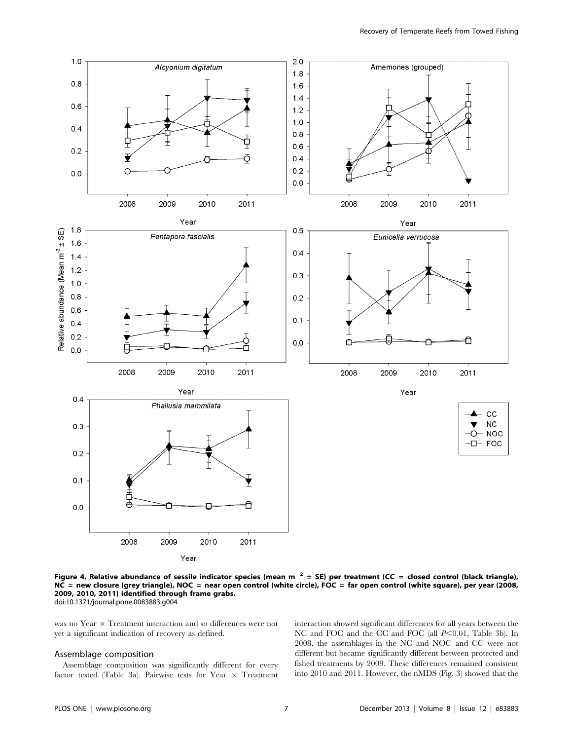**Figure 4. Relative abundance of sessile indicator species (mean m$^{-2}$ ± SE) per treatment (CC = closed control (black triangle), NC = new closure (grey triangle), NOC = near open control (white circle), FOC = far open control (white square), per year (2008, 2009, 2010, 2011) identified through frame grabs.**
doi:10.1371/journal.pone.0083883.g004

was no Year × Treatment interaction and so differences were not yet a significant indication of recovery as defined.

### Assemblage composition

Assemblage composition was significantly different for every factor tested (Table 3a). Pairwise tests for Year × Treatment interaction showed significant differences for all years between the NC and FOC and the CC and FOC (all $P<0.01$, Table 3b). In 2008, the assemblages in the NC and NOC and CC were not different but became significantly different between protected and fished treatments by 2009. These differences remained consistent into 2010 and 2011. However, the nMDS (Fig. 3) showed that the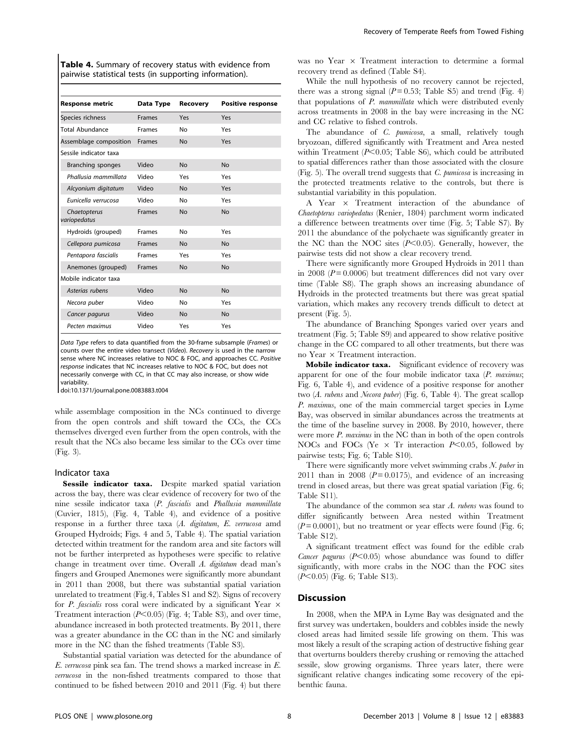**Table 4.** Summary of recovery status with evidence from pairwise statistical tests (in supporting information).

| Response metric | Data Type | Recovery | Positive response |
|---|---|---|---|
| Species richness | Frames | Yes | Yes |
| Total Abundance | Frames | No | Yes |
| Assemblage composition | Frames | No | Yes |
| Sessile indicator taxa | | | |
| Branching sponges | Video | No | No |
| *Phallusia mammillata* | Video | Yes | Yes |
| *Alcyonium digitatum* | Video | No | Yes |
| *Eunicella verrucosa* | Video | No | Yes |
| *Chaetopterus variopedatus* | Frames | No | No |
| Hydroids (grouped) | Frames | No | Yes |
| *Cellepora pumicosa* | Frames | No | No |
| *Pentapora fascialis* | Frames | Yes | Yes |
| Anemones (grouped) | Frames | No | No |
| Mobile indicator taxa | | | |
| *Asterias rubens* | Video | No | No |
| *Necora puber* | Video | No | Yes |
| *Cancer pagurus* | Video | No | No |
| *Pecten maximus* | Video | Yes | Yes |

*Data Type* refers to data quantified from the 30-frame subsample (*Frames*) or counts over the entire video transect (*Video*). *Recovery* is used in the narrow sense where NC increases relative to NOC & FOC, and approaches CC. *Positive response* indicates that NC increases relative to NOC & FOC, but does not necessarily converge with CC, in that CC may also increase, or show wide variability.

doi:10.1371/journal.pone.0083883.t004

while assemblage composition in the NCs continued to diverge from the open controls and shift toward the CCs, the CCs themselves diverged even further from the open controls, with the result that the NCs also became less similar to the CCs over time (Fig. 3).

### Indicator taxa

**Sessile indicator taxa.** Despite marked spatial variation across the bay, there was clear evidence of recovery for two of the nine sessile indicator taxa (*P. fascialis* and *Phallusia mammillata* (Cuvier, 1815), (Fig. 4, Table 4), and evidence of a positive response in a further three taxa (*A. digitatum*, *E. verrucosa* amd Grouped Hydroids; Figs. 4 and 5, Table 4). The spatial variation detected within treatment for the random area and site factors will not be further interpreted as hypotheses were specific to relative change in treatment over time. Overall *A. digitatum* dead man's fingers and Grouped Anemones were significantly more abundant in 2011 than 2008, but there was substantial spatial variation unrelated to treatment (Fig.4, Tables S1 and S2). Signs of recovery for *P. fascialis* ross coral were indicated by a significant Year × Treatment interaction ($P<0.05$) (Fig. 4; Table S3), and over time, abundance increased in both protected treatments. By 2011, there was a greater abundance in the CC than in the NC and similarly more in the NC than the fished treatments (Table S3).

Substantial spatial variation was detected for the abundance of *E. verrucosa* pink sea fan. The trend shows a marked increase in *E. verrucosa* in the non-fished treatments compared to those that continued to be fished between 2010 and 2011 (Fig. 4) but there was no Year × Treatment interaction to determine a formal recovery trend as defined (Table S4).

While the null hypothesis of no recovery cannot be rejected, there was a strong signal ($P=0.53$; Table S5) and trend (Fig. 4) that populations of *P. mammillata* which were distributed evenly across treatments in 2008 in the bay were increasing in the NC and CC relative to fished controls.

The abundance of *C. pumicosa*, a small, relatively tough bryozoan, differed significantly with Treatment and Area nested within Treatment ($P<0.05$; Table S6), which could be attributed to spatial differences rather than those associated with the closure (Fig. 5). The overall trend suggests that *C. pumicosa* is increasing in the protected treatments relative to the controls, but there is substantial variability in this population.

A Year × Treatment interaction of the abundance of *Chaetopterus variopedatus* (Renier, 1804) parchment worm indicated a difference between treatments over time (Fig. 5; Table S7). By 2011 the abundance of the polychaete was significantly greater in the NC than the NOC sites ($P<0.05$). Generally, however, the pairwise tests did not show a clear recovery trend.

There were significantly more Grouped Hydroids in 2011 than in 2008 ($P=0.0006$) but treatment differences did not vary over time (Table S8). The graph shows an increasing abundance of Hydroids in the protected treatments but there was great spatial variation, which makes any recovery trends difficult to detect at present (Fig. 5).

The abundance of Branching Sponges varied over years and treatment (Fig. 5; Table S9) and appeared to show relative positive change in the CC compared to all other treatments, but there was no Year × Treatment interaction.

**Mobile indicator taxa.** Significant evidence of recovery was apparent for one of the four mobile indicator taxa (*P. maximus*; Fig. 6, Table 4), and evidence of a positive response for another two (*A. rubens* and *Necora puber*) (Fig. 6, Table 4). The great scallop *P. maximus*, one of the main commercial target species in Lyme Bay, was observed in similar abundances across the treatments at the time of the baseline survey in 2008. By 2010, however, there were more *P. maximus* in the NC than in both of the open controls NOCs and FOCs (Ye × Tr interaction $P<0.05$, followed by pairwise tests; Fig. 6; Table S10).

There were significantly more velvet swimming crabs *N. puber* in 2011 than in 2008 ($P=0.0175$), and evidence of an increasing trend in closed areas, but there was great spatial variation (Fig. 6; Table S11).

The abundance of the common sea star *A. rubens* was found to differ significantly between Area nested within Treatment ($P=0.0001$), but no treatment or year effects were found (Fig. 6; Table S12).

A significant treatment effect was found for the edible crab *Cancer pagurus* ($P<0.05$) whose abundance was found to differ significantly, with more crabs in the NOC than the FOC sites ($P<0.05$) (Fig. 6; Table S13).

## Discussion

In 2008, when the MPA in Lyme Bay was designated and the first survey was undertaken, boulders and cobbles inside the newly closed areas had limited sessile life growing on them. This was most likely a result of the scraping action of destructive fishing gear that overturns boulders thereby crushing or removing the attached sessile, slow growing organisms. Three years later, there were significant relative changes indicating some recovery of the epibenthic fauna.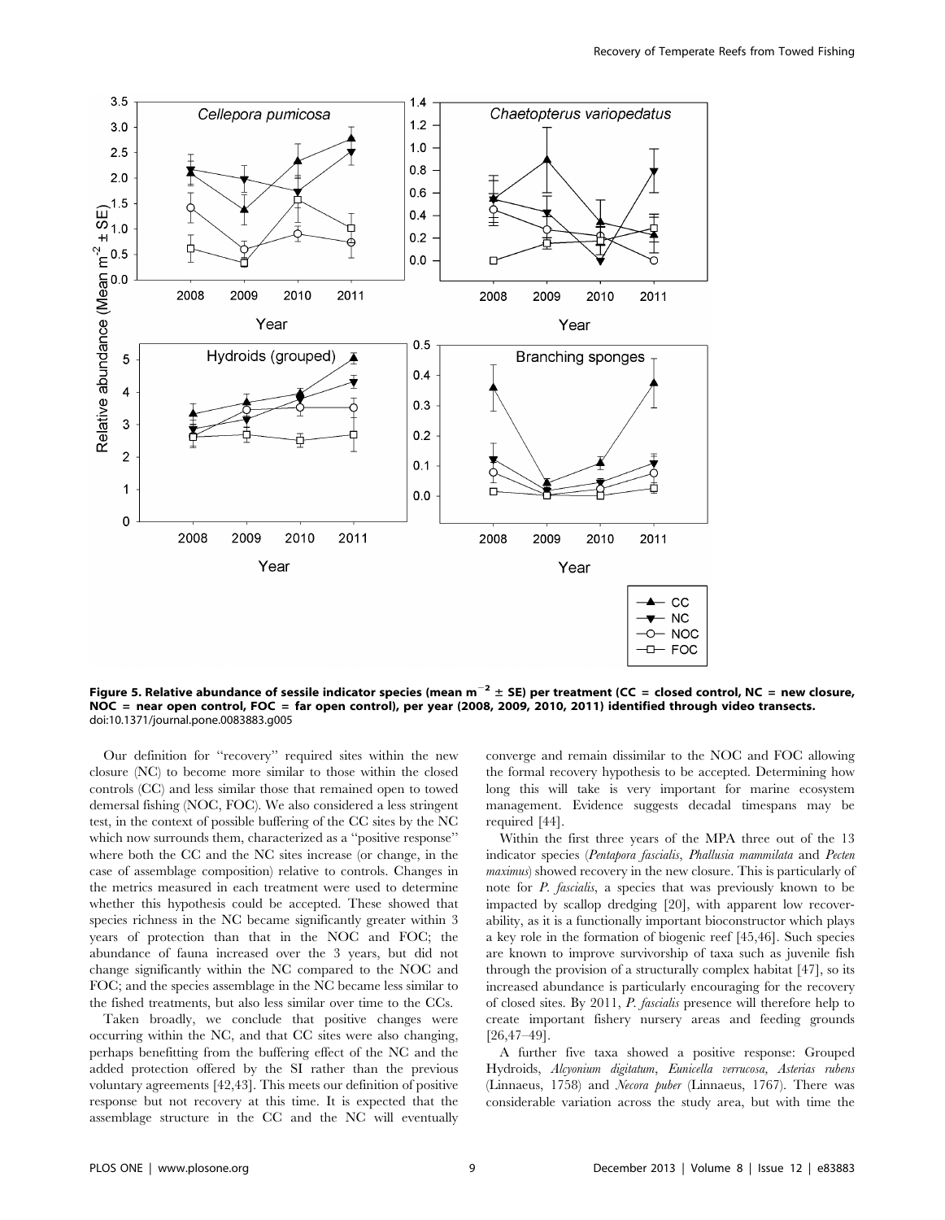**Figure 5. Relative abundance of sessile indicator species (mean m$^{-2}$ ± SE) per treatment (CC = closed control, NC = new closure, NOC = near open control, FOC = far open control), per year (2008, 2009, 2010, 2011) identified through video transects.**
doi:10.1371/journal.pone.0083883.g005

Our definition for "recovery" required sites within the new closure (NC) to become more similar to those within the closed controls (CC) and less similar those that remained open to towed demersal fishing (NOC, FOC). We also considered a less stringent test, in the context of possible buffering of the CC sites by the NC which now surrounds them, characterized as a "positive response" where both the CC and the NC sites increase (or change, in the case of assemblage composition) relative to controls. Changes in the metrics measured in each treatment were used to determine whether this hypothesis could be accepted. These showed that species richness in the NC became significantly greater within 3 years of protection than that in the NOC and FOC; the abundance of fauna increased over the 3 years, but did not change significantly within the NC compared to the NOC and FOC; and the species assemblage in the NC became less similar to the fished treatments, but also less similar over time to the CCs.

Taken broadly, we conclude that positive changes were occurring within the NC, and that CC sites were also changing, perhaps benefitting from the buffering effect of the NC and the added protection offered by the SI rather than the previous voluntary agreements [42,43]. This meets our definition of positive response but not recovery at this time. It is expected that the assemblage structure in the CC and the NC will eventually converge and remain dissimilar to the NOC and FOC allowing the formal recovery hypothesis to be accepted. Determining how long this will take is very important for marine ecosystem management. Evidence suggests decadal timespans may be required [44].

Within the first three years of the MPA three out of the 13 indicator species (*Pentapora fascialis*, *Phallusia mammilata* and *Pecten maximus*) showed recovery in the new closure. This is particularly of note for *P. fascialis*, a species that was previously known to be impacted by scallop dredging [20], with apparent low recoverability, as it is a functionally important bioconstructor which plays a key role in the formation of biogenic reef [45,46]. Such species are known to improve survivorship of taxa such as juvenile fish through the provision of a structurally complex habitat [47], so its increased abundance is particularly encouraging for the recovery of closed sites. By 2011, *P. fascialis* presence will therefore help to create important fishery nursery areas and feeding grounds [26,47–49].

A further five taxa showed a positive response: Grouped Hydroids, *Alcyonium digitatum*, *Eunicella verrucosa*, *Asterias rubens* (Linnaeus, 1758) and *Necora puber* (Linnaeus, 1767). There was considerable variation across the study area, but with time the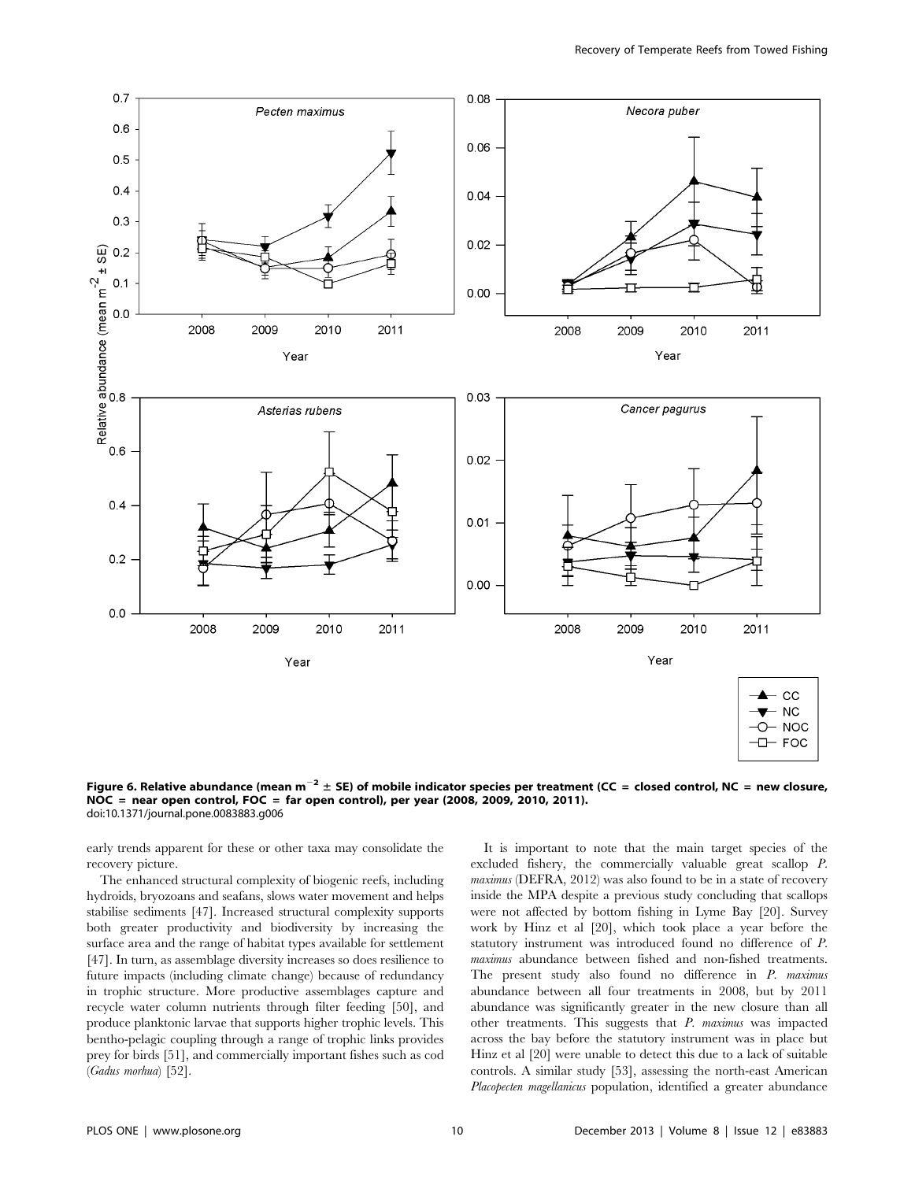**Figure 6. Relative abundance (mean m$^{-2}$ ± SE) of mobile indicator species per treatment (CC = closed control, NC = new closure, NOC = near open control, FOC = far open control), per year (2008, 2009, 2010, 2011).**
doi:10.1371/journal.pone.0083883.g006

early trends apparent for these or other taxa may consolidate the recovery picture.

The enhanced structural complexity of biogenic reefs, including hydroids, bryozoans and seafans, slows water movement and helps stabilise sediments [47]. Increased structural complexity supports both greater productivity and biodiversity by increasing the surface area and the range of habitat types available for settlement [47]. In turn, as assemblage diversity increases so does resilience to future impacts (including climate change) because of redundancy in trophic structure. More productive assemblages capture and recycle water column nutrients through filter feeding [50], and produce planktonic larvae that supports higher trophic levels. This bentho-pelagic coupling through a range of trophic links provides prey for birds [51], and commercially important fishes such as cod (*Gadus morhua*) [52].

It is important to note that the main target species of the excluded fishery, the commercially valuable great scallop *P. maximus* (DEFRA, 2012) was also found to be in a state of recovery inside the MPA despite a previous study concluding that scallops were not affected by bottom fishing in Lyme Bay [20]. Survey work by Hinz et al [20], which took place a year before the statutory instrument was introduced found no difference of *P. maximus* abundance between fished and non-fished treatments. The present study also found no difference in *P. maximus* abundance between all four treatments in 2008, but by 2011 abundance was significantly greater in the new closure than all other treatments. This suggests that *P. maximus* was impacted across the bay before the statutory instrument was in place but Hinz et al [20] were unable to detect this due to a lack of suitable controls. A similar study [53], assessing the north-east American *Placopecten magellanicus* population, identified a greater abundance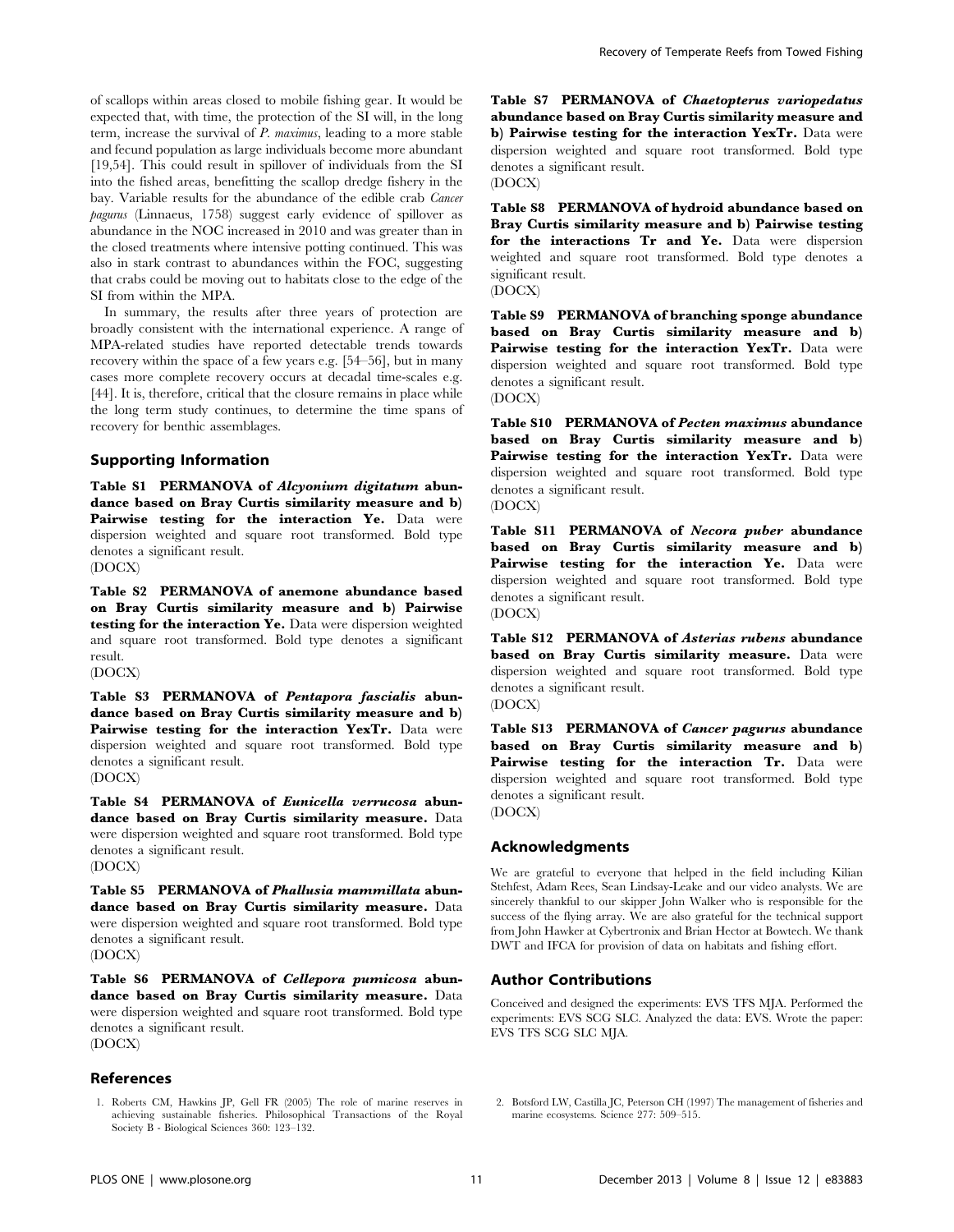of scallops within areas closed to mobile fishing gear. It would be expected that, with time, the protection of the SI will, in the long term, increase the survival of *P. maximus*, leading to a more stable and fecund population as large individuals become more abundant [19,54]. This could result in spillover of individuals from the SI into the fished areas, benefitting the scallop dredge fishery in the bay. Variable results for the abundance of the edible crab *Cancer pagurus* (Linnaeus, 1758) suggest early evidence of spillover as abundance in the NOC increased in 2010 and was greater than in the closed treatments where intensive potting continued. This was also in stark contrast to abundances within the FOC, suggesting that crabs could be moving out to habitats close to the edge of the SI from within the MPA.

In summary, the results after three years of protection are broadly consistent with the international experience. A range of MPA-related studies have reported detectable trends towards recovery within the space of a few years e.g. [54–56], but in many cases more complete recovery occurs at decadal time-scales e.g. [44]. It is, therefore, critical that the closure remains in place while the long term study continues, to determine the time spans of recovery for benthic assemblages.

## Supporting Information

**Table S1 PERMANOVA of *Alcyonium digitatum* abundance based on Bray Curtis similarity measure and b) Pairwise testing for the interaction Ye.** Data were dispersion weighted and square root transformed. Bold type denotes a significant result.
(DOCX)

**Table S2 PERMANOVA of anemone abundance based on Bray Curtis similarity measure and b) Pairwise testing for the interaction Ye.** Data were dispersion weighted and square root transformed. Bold type denotes a significant result.
(DOCX)

**Table S3 PERMANOVA of *Pentapora fascialis* abundance based on Bray Curtis similarity measure and b) Pairwise testing for the interaction YexTr.** Data were dispersion weighted and square root transformed. Bold type denotes a significant result.
(DOCX)

**Table S4 PERMANOVA of *Eunicella verrucosa* abundance based on Bray Curtis similarity measure.** Data were dispersion weighted and square root transformed. Bold type denotes a significant result.
(DOCX)

**Table S5 PERMANOVA of *Phallusia mammillata* abundance based on Bray Curtis similarity measure.** Data were dispersion weighted and square root transformed. Bold type denotes a significant result.
(DOCX)

**Table S6 PERMANOVA of *Cellepora pumicosa* abundance based on Bray Curtis similarity measure.** Data were dispersion weighted and square root transformed. Bold type denotes a significant result.
(DOCX)

**Table S7 PERMANOVA of *Chaetopterus variopedatus* abundance based on Bray Curtis similarity measure and b) Pairwise testing for the interaction YexTr.** Data were dispersion weighted and square root transformed. Bold type denotes a significant result.
(DOCX)

**Table S8 PERMANOVA of hydroid abundance based on Bray Curtis similarity measure and b) Pairwise testing for the interactions Tr and Ye.** Data were dispersion weighted and square root transformed. Bold type denotes a significant result.
(DOCX)

**Table S9 PERMANOVA of branching sponge abundance based on Bray Curtis similarity measure and b) Pairwise testing for the interaction YexTr.** Data were dispersion weighted and square root transformed. Bold type denotes a significant result.
(DOCX)

**Table S10 PERMANOVA of *Pecten maximus* abundance based on Bray Curtis similarity measure and b) Pairwise testing for the interaction YexTr.** Data were dispersion weighted and square root transformed. Bold type denotes a significant result.
(DOCX)

**Table S11 PERMANOVA of *Necora puber* abundance based on Bray Curtis similarity measure and b) Pairwise testing for the interaction Ye.** Data were dispersion weighted and square root transformed. Bold type denotes a significant result.
(DOCX)

**Table S12 PERMANOVA of *Asterias rubens* abundance based on Bray Curtis similarity measure.** Data were dispersion weighted and square root transformed. Bold type denotes a significant result.
(DOCX)

**Table S13 PERMANOVA of *Cancer pagurus* abundance based on Bray Curtis similarity measure and b) Pairwise testing for the interaction Tr.** Data were dispersion weighted and square root transformed. Bold type denotes a significant result.
(DOCX)

## Acknowledgments

We are grateful to everyone that helped in the field including Kilian Stehfest, Adam Rees, Sean Lindsay-Leake and our video analysts. We are sincerely thankful to our skipper John Walker who is responsible for the success of the flying array. We are also grateful for the technical support from John Hawker at Cybertronix and Brian Hector at Bowtech. We thank DWT and IFCA for provision of data on habitats and fishing effort.

## Author Contributions

Conceived and designed the experiments: EVS TFS MJA. Performed the experiments: EVS SCG SLC. Analyzed the data: EVS. Wrote the paper: EVS TFS SCG SLC MJA.

## References

1. Roberts CM, Hawkins JP, Gell FR (2005) The role of marine reserves in achieving sustainable fisheries. Philosophical Transactions of the Royal Society B - Biological Sciences 360: 123–132.
2. Botsford LW, Castilla JC, Peterson CH (1997) The management of fisheries and marine ecosystems. Science 277: 509–515.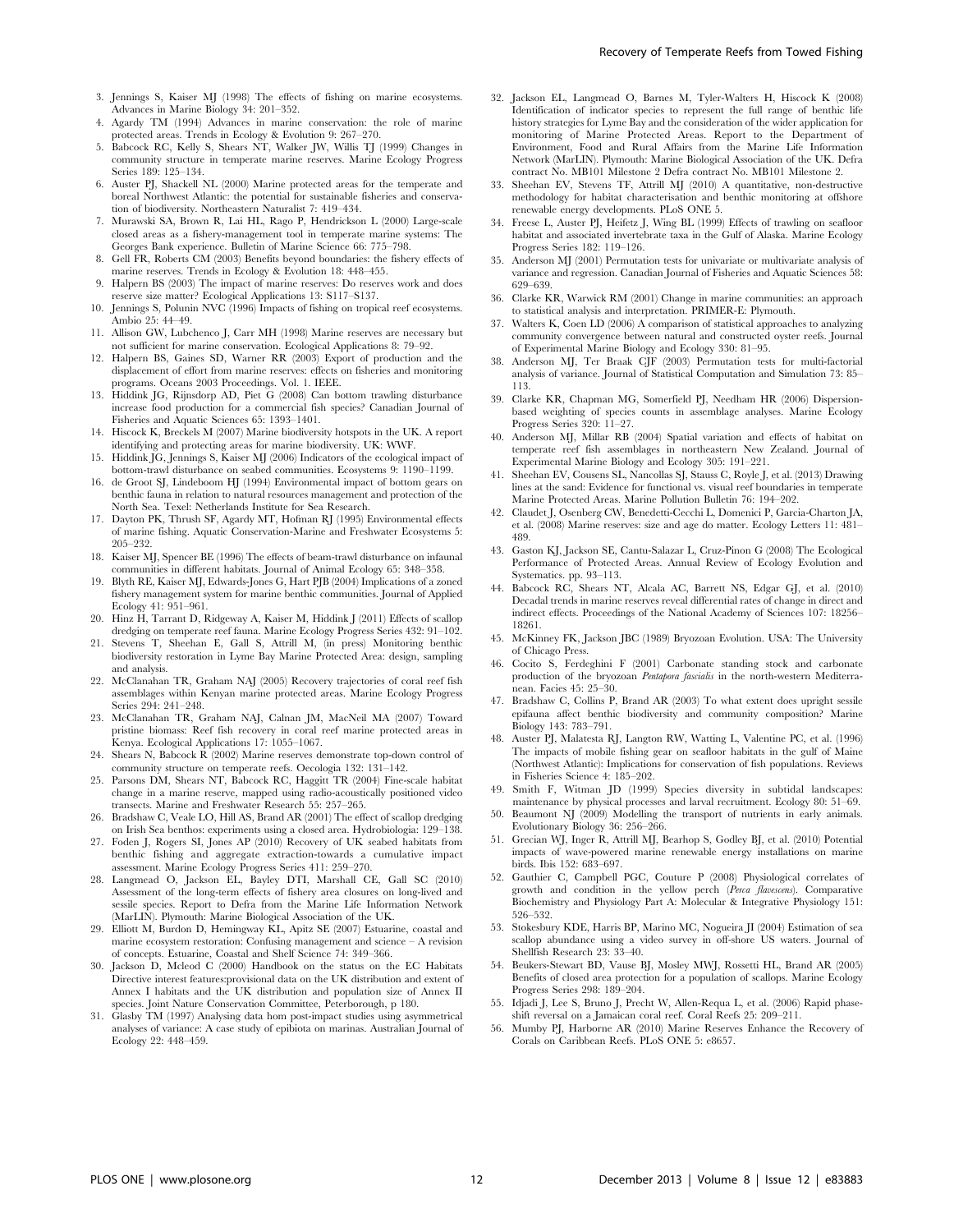3. Jennings S, Kaiser MJ (1998) The effects of fishing on marine ecosystems. Advances in Marine Biology 34: 201–352.
4. Agardy TM (1994) Advances in marine conservation: the role of marine protected areas. Trends in Ecology & Evolution 9: 267–270.
5. Babcock RC, Kelly S, Shears NT, Walker JW, Willis TJ (1999) Changes in community structure in temperate marine reserves. Marine Ecology Progress Series 189: 125–134.
6. Auster PJ, Shackell NL (2000) Marine protected areas for the temperate and boreal Northwest Atlantic: the potential for sustainable fisheries and conservation of biodiversity. Northeastern Naturalist 7: 419–434.
7. Murawski SA, Brown R, Lai HL, Rago P, Hendrickson L (2000) Large-scale closed areas as a fishery-management tool in temperate marine systems: The Georges Bank experience. Bulletin of Marine Science 66: 775–798.
8. Gell FR, Roberts CM (2003) Benefits beyond boundaries: the fishery effects of marine reserves. Trends in Ecology & Evolution 18: 448–455.
9. Halpern BS (2003) The impact of marine reserves: Do reserves work and does reserve size matter? Ecological Applications 13: S117–S137.
10. Jennings S, Polunin NVC (1996) Impacts of fishing on tropical reef ecosystems. Ambio 25: 44–49.
11. Allison GW, Lubchenco J, Carr MH (1998) Marine reserves are necessary but not sufficient for marine conservation. Ecological Applications 8: 79–92.
12. Halpern BS, Gaines SD, Warner RR (2003) Export of production and the displacement of effort from marine reserves: effects on fisheries and monitoring programs. Oceans 2003 Proceedings. Vol. 1. IEEE.
13. Hiddink JG, Rijnsdorp AD, Piet G (2008) Can bottom trawling disturbance increase food production for a commercial fish species? Canadian Journal of Fisheries and Aquatic Sciences 65: 1393–1401.
14. Hiscock K, Breckels M (2007) Marine biodiversity hotspots in the UK. A report identifying and protecting areas for marine biodiversity. UK: WWF.
15. Hiddink JG, Jennings S, Kaiser MJ (2006) Indicators of the ecological impact of bottom-trawl disturbance on seabed communities. Ecosystems 9: 1190–1199.
16. de Groot SJ, Lindeboom HJ (1994) Environmental impact of bottom gears on benthic fauna in relation to natural resources management and protection of the North Sea. Texel: Netherlands Institute for Sea Research.
17. Dayton PK, Thrush SF, Agardy MT, Hofman RJ (1995) Environmental effects of marine fishing. Aquatic Conservation-Marine and Freshwater Ecosystems 5: 205–232.
18. Kaiser MJ, Spencer BE (1996) The effects of beam-trawl disturbance on infaunal communities in different habitats. Journal of Animal Ecology 65: 348–358.
19. Blyth RE, Kaiser MJ, Edwards-Jones G, Hart PJB (2004) Implications of a zoned fishery management system for marine benthic communities. Journal of Applied Ecology 41: 951–961.
20. Hinz H, Tarrant D, Ridgeway A, Kaiser M, Hiddink J (2011) Effects of scallop dredging on temperate reef fauna. Marine Ecology Progress Series 432: 91–102.
21. Stevens T, Sheehan E, Gall S, Attrill M, (in press) Monitoring benthic biodiversity restoration in Lyme Bay Marine Protected Area: design, sampling and analysis.
22. McClanahan TR, Graham NAJ (2005) Recovery trajectories of coral reef fish assemblages within Kenyan marine protected areas. Marine Ecology Progress Series 294: 241–248.
23. McClanahan TR, Graham NAJ, Calnan JM, MacNeil MA (2007) Toward pristine biomass: Reef fish recovery in coral reef marine protected areas in Kenya. Ecological Applications 17: 1055–1067.
24. Shears N, Babcock R (2002) Marine reserves demonstrate top-down control of community structure on temperate reefs. Oecologia 132: 131–142.
25. Parsons DM, Shears NT, Babcock RC, Haggitt TR (2004) Fine-scale habitat change in a marine reserve, mapped using radio-acoustically positioned video transects. Marine and Freshwater Research 55: 257–265.
26. Bradshaw C, Veale LO, Hill AS, Brand AR (2001) The effect of scallop dredging on Irish Sea benthos: experiments using a closed area. Hydrobiologia: 129–138.
27. Foden J, Rogers SI, Jones AP (2010) Recovery of UK seabed habitats from benthic fishing and aggregate extraction-towards a cumulative impact assessment. Marine Ecology Progress Series 411: 259–270.
28. Langmead O, Jackson EL, Bayley DTI, Marshall CE, Gall SC (2010) Assessment of the long-term effects of fishery area closures on long-lived and sessile species. Report to Defra from the Marine Life Information Network (MarLIN). Plymouth: Marine Biological Association of the UK.
29. Elliott M, Burdon D, Hemingway KL, Apitz SE (2007) Estuarine, coastal and marine ecosystem restoration: Confusing management and science – A revision of concepts. Estuarine, Coastal and Shelf Science 74: 349–366.
30. Jackson D, Mcleod C (2000) Handbook on the status on the EC Habitats Directive interest features:provisional data on the UK distribution and extent of Annex I habitats and the UK distribution and population size of Annex II species. Joint Nature Conservation Committee, Peterborough, p 180.
31. Glasby TM (1997) Analysing data hom post-impact studies using asymmetrical analyses of variance: A case study of epibiota on marinas. Australian Journal of Ecology 22: 448–459.
32. Jackson EL, Langmead O, Barnes M, Tyler-Walters H, Hiscock K (2008) Identification of indicator species to represent the full range of benthic life history strategies for Lyme Bay and the consideration of the wider application for monitoring of Marine Protected Areas. Report to the Department of Environment, Food and Rural Affairs from the Marine Life Information Network (MarLIN). Plymouth: Marine Biological Association of the UK. Defra contract No. MB101 Milestone 2 Defra contract No. MB101 Milestone 2.
33. Sheehan EV, Stevens TF, Attrill MJ (2010) A quantitative, non-destructive methodology for habitat characterisation and benthic monitoring at offshore renewable energy developments. PLoS ONE 5.
34. Freese L, Auster PJ, Heifetz J, Wing BL (1999) Effects of trawling on seafloor habitat and associated invertebrate taxa in the Gulf of Alaska. Marine Ecology Progress Series 182: 119–126.
35. Anderson MJ (2001) Permutation tests for univariate or multivariate analysis of variance and regression. Canadian Journal of Fisheries and Aquatic Sciences 58: 629–639.
36. Clarke KR, Warwick RM (2001) Change in marine communities: an approach to statistical analysis and interpretation. PRIMER-E: Plymouth.
37. Walters K, Coen LD (2006) A comparison of statistical approaches to analyzing community convergence between natural and constructed oyster reefs. Journal of Experimental Marine Biology and Ecology 330: 81–95.
38. Anderson MJ, Ter Braak CJF (2003) Permutation tests for multi-factorial analysis of variance. Journal of Statistical Computation and Simulation 73: 85–113.
39. Clarke KR, Chapman MG, Somerfield PJ, Needham HR (2006) Dispersion-based weighting of species counts in assemblage analyses. Marine Ecology Progress Series 320: 11–27.
40. Anderson MJ, Millar RB (2004) Spatial variation and effects of habitat on temperate reef fish assemblages in northeastern New Zealand. Journal of Experimental Marine Biology and Ecology 305: 191–221.
41. Sheehan EV, Cousens SL, Nancollas SJ, Stauss C, Royle J, et al. (2013) Drawing lines at the sand: Evidence for functional vs. visual reef boundaries in temperate Marine Protected Areas. Marine Pollution Bulletin 76: 194–202.
42. Claudet J, Osenberg CW, Benedetti-Cecchi L, Domenici P, Garcia-Charton JA, et al. (2008) Marine reserves: size and age do matter. Ecology Letters 11: 481–489.
43. Gaston KJ, Jackson SE, Cantu-Salazar L, Cruz-Pinon G (2008) The Ecological Performance of Protected Areas. Annual Review of Ecology Evolution and Systematics. pp. 93–113.
44. Babcock RC, Shears NT, Alcala AC, Barrett NS, Edgar GJ, et al. (2010) Decadal trends in marine reserves reveal differential rates of change in direct and indirect effects. Proceedings of the National Academy of Sciences 107: 18256–18261.
45. McKinney FK, Jackson JBC (1989) Bryozoan Evolution. USA: The University of Chicago Press.
46. Cocito S, Ferdeghini F (2001) Carbonate standing stock and carbonate production of the bryozoan *Pentapora fascialis* in the north-western Mediterranean. Facies 45: 25–30.
47. Bradshaw C, Collins P, Brand AR (2003) To what extent does upright sessile epifauna affect benthic biodiversity and community composition? Marine Biology 143: 783–791.
48. Auster PJ, Malatesta RJ, Langton RW, Watting L, Valentine PC, et al. (1996) The impacts of mobile fishing gear on seafloor habitats in the gulf of Maine (Northwest Atlantic): Implications for conservation of fish populations. Reviews in Fisheries Science 4: 185–202.
49. Smith F, Witman JD (1999) Species diversity in subtidal landscapes: maintenance by physical processes and larval recruitment. Ecology 80: 51–69.
50. Beaumont NJ (2009) Modelling the transport of nutrients in early animals. Evolutionary Biology 36: 256–266.
51. Grecian WJ, Inger R, Attrill MJ, Bearhop S, Godley BJ, et al. (2010) Potential impacts of wave-powered marine renewable energy installations on marine birds. Ibis 152: 683–697.
52. Gauthier C, Campbell PGC, Couture P (2008) Physiological correlates of growth and condition in the yellow perch (*Perca flavescens*). Comparative Biochemistry and Physiology Part A: Molecular & Integrative Physiology 151: 526–532.
53. Stokesbury KDE, Harris BP, Marino MC, Nogueira JI (2004) Estimation of sea scallop abundance using a video survey in off-shore US waters. Journal of Shellfish Research 23: 33–40.
54. Beukers-Stewart BD, Vause BJ, Mosley MWJ, Rossetti HL, Brand AR (2005) Benefits of closed area protection for a population of scallops. Marine Ecology Progress Series 298: 189–204.
55. Idjadi J, Lee S, Bruno J, Precht W, Allen-Requa L, et al. (2006) Rapid phase-shift reversal on a Jamaican coral reef. Coral Reefs 25: 209–211.
56. Mumby PJ, Harborne AR (2010) Marine Reserves Enhance the Recovery of Corals on Caribbean Reefs. PLoS ONE 5: e8657.